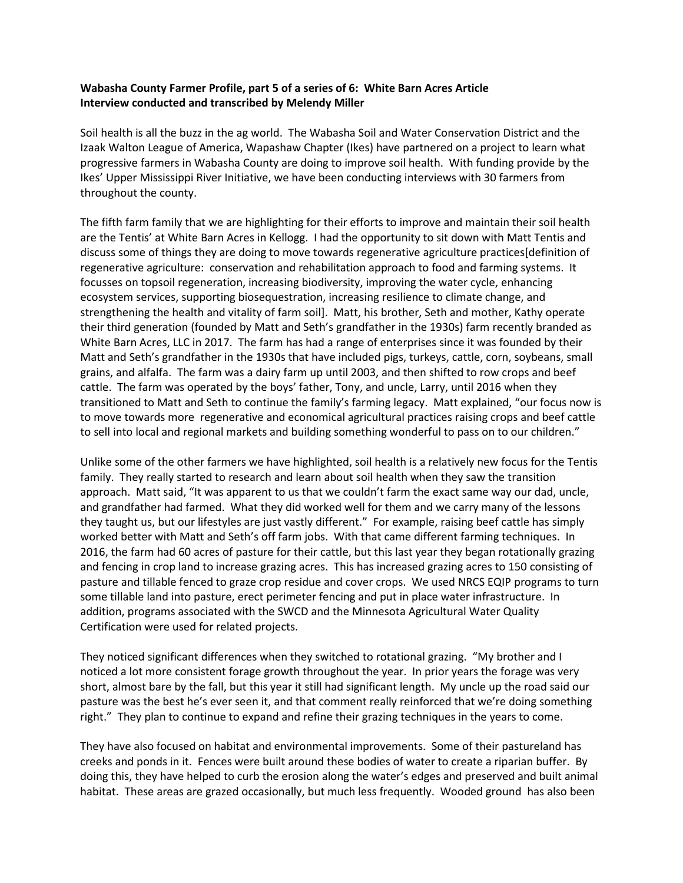**Wabasha County Farmer Profile, part 5 of a series of 6: White Barn Acres Article**
**Interview conducted and transcribed by Melendy Miller**

Soil health is all the buzz in the ag world. The Wabasha Soil and Water Conservation District and the Izaak Walton League of America, Wapashaw Chapter (Ikes) have partnered on a project to learn what progressive farmers in Wabasha County are doing to improve soil health. With funding provide by the Ikes' Upper Mississippi River Initiative, we have been conducting interviews with 30 farmers from throughout the county.

The fifth farm family that we are highlighting for their efforts to improve and maintain their soil health are the Tentis' at White Barn Acres in Kellogg. I had the opportunity to sit down with Matt Tentis and discuss some of things they are doing to move towards regenerative agriculture practices[definition of regenerative agriculture: conservation and rehabilitation approach to food and farming systems. It focusses on topsoil regeneration, increasing biodiversity, improving the water cycle, enhancing ecosystem services, supporting biosequestration, increasing resilience to climate change, and strengthening the health and vitality of farm soil]. Matt, his brother, Seth and mother, Kathy operate their third generation (founded by Matt and Seth's grandfather in the 1930s) farm recently branded as White Barn Acres, LLC in 2017. The farm has had a range of enterprises since it was founded by their Matt and Seth's grandfather in the 1930s that have included pigs, turkeys, cattle, corn, soybeans, small grains, and alfalfa. The farm was a dairy farm up until 2003, and then shifted to row crops and beef cattle. The farm was operated by the boys' father, Tony, and uncle, Larry, until 2016 when they transitioned to Matt and Seth to continue the family's farming legacy. Matt explained, "our focus now is to move towards more regenerative and economical agricultural practices raising crops and beef cattle to sell into local and regional markets and building something wonderful to pass on to our children."

Unlike some of the other farmers we have highlighted, soil health is a relatively new focus for the Tentis family. They really started to research and learn about soil health when they saw the transition approach. Matt said, "It was apparent to us that we couldn't farm the exact same way our dad, uncle, and grandfather had farmed. What they did worked well for them and we carry many of the lessons they taught us, but our lifestyles are just vastly different." For example, raising beef cattle has simply worked better with Matt and Seth's off farm jobs. With that came different farming techniques. In 2016, the farm had 60 acres of pasture for their cattle, but this last year they began rotationally grazing and fencing in crop land to increase grazing acres. This has increased grazing acres to 150 consisting of pasture and tillable fenced to graze crop residue and cover crops. We used NRCS EQIP programs to turn some tillable land into pasture, erect perimeter fencing and put in place water infrastructure. In addition, programs associated with the SWCD and the Minnesota Agricultural Water Quality Certification were used for related projects.

They noticed significant differences when they switched to rotational grazing. "My brother and I noticed a lot more consistent forage growth throughout the year. In prior years the forage was very short, almost bare by the fall, but this year it still had significant length. My uncle up the road said our pasture was the best he's ever seen it, and that comment really reinforced that we're doing something right." They plan to continue to expand and refine their grazing techniques in the years to come.

They have also focused on habitat and environmental improvements. Some of their pastureland has creeks and ponds in it. Fences were built around these bodies of water to create a riparian buffer. By doing this, they have helped to curb the erosion along the water's edges and preserved and built animal habitat. These areas are grazed occasionally, but much less frequently. Wooded ground has also been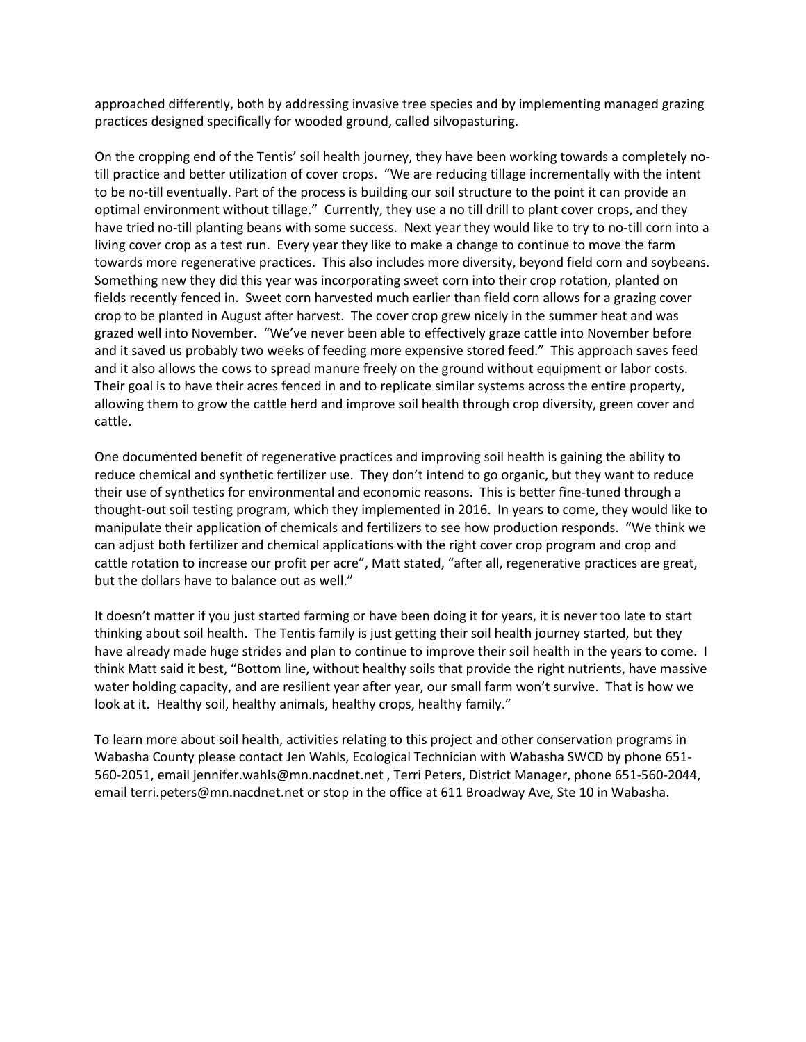approached differently, both by addressing invasive tree species and by implementing managed grazing practices designed specifically for wooded ground, called silvopasturing.

On the cropping end of the Tentis' soil health journey, they have been working towards a completely no-till practice and better utilization of cover crops. "We are reducing tillage incrementally with the intent to be no-till eventually. Part of the process is building our soil structure to the point it can provide an optimal environment without tillage." Currently, they use a no till drill to plant cover crops, and they have tried no-till planting beans with some success. Next year they would like to try to no-till corn into a living cover crop as a test run. Every year they like to make a change to continue to move the farm towards more regenerative practices. This also includes more diversity, beyond field corn and soybeans. Something new they did this year was incorporating sweet corn into their crop rotation, planted on fields recently fenced in. Sweet corn harvested much earlier than field corn allows for a grazing cover crop to be planted in August after harvest. The cover crop grew nicely in the summer heat and was grazed well into November. "We've never been able to effectively graze cattle into November before and it saved us probably two weeks of feeding more expensive stored feed." This approach saves feed and it also allows the cows to spread manure freely on the ground without equipment or labor costs. Their goal is to have their acres fenced in and to replicate similar systems across the entire property, allowing them to grow the cattle herd and improve soil health through crop diversity, green cover and cattle.

One documented benefit of regenerative practices and improving soil health is gaining the ability to reduce chemical and synthetic fertilizer use. They don't intend to go organic, but they want to reduce their use of synthetics for environmental and economic reasons. This is better fine-tuned through a thought-out soil testing program, which they implemented in 2016. In years to come, they would like to manipulate their application of chemicals and fertilizers to see how production responds. "We think we can adjust both fertilizer and chemical applications with the right cover crop program and crop and cattle rotation to increase our profit per acre", Matt stated, "after all, regenerative practices are great, but the dollars have to balance out as well."

It doesn't matter if you just started farming or have been doing it for years, it is never too late to start thinking about soil health. The Tentis family is just getting their soil health journey started, but they have already made huge strides and plan to continue to improve their soil health in the years to come. I think Matt said it best, "Bottom line, without healthy soils that provide the right nutrients, have massive water holding capacity, and are resilient year after year, our small farm won't survive. That is how we look at it. Healthy soil, healthy animals, healthy crops, healthy family."

To learn more about soil health, activities relating to this project and other conservation programs in Wabasha County please contact Jen Wahls, Ecological Technician with Wabasha SWCD by phone 651-560-2051, email jennifer.wahls@mn.nacdnet.net , Terri Peters, District Manager, phone 651-560-2044, email terri.peters@mn.nacdnet.net or stop in the office at 611 Broadway Ave, Ste 10 in Wabasha.